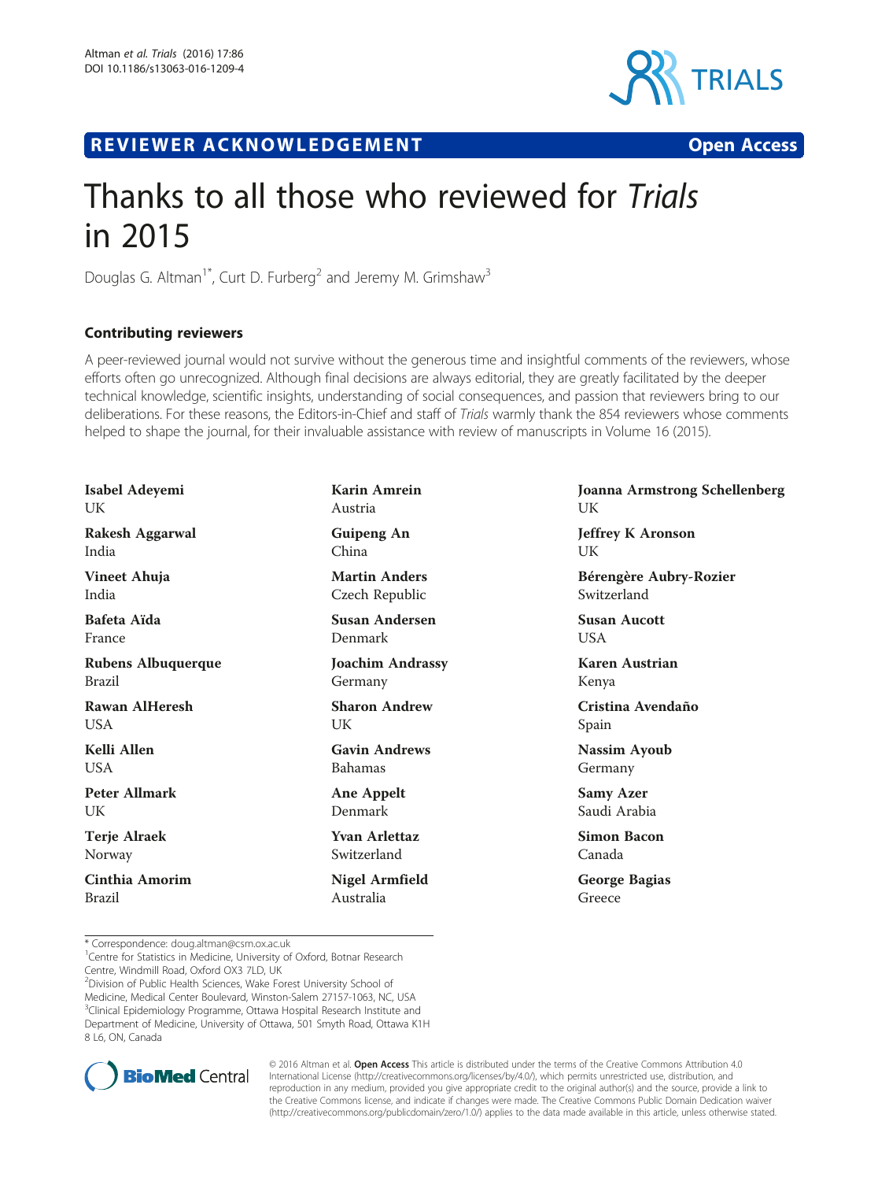REVIEWER ACKNOWLEDGEMENT **Open Access**

# Thanks to all those who reviewed for *Trials* in 2015

Douglas G. Altman[1*], Curt D. Furberg[2] and Jeremy M. Grimshaw[3]

## Contributing reviewers

A peer-reviewed journal would not survive without the generous time and insightful comments of the reviewers, whose efforts often go unrecognized. Although final decisions are always editorial, they are greatly facilitated by the deeper technical knowledge, scientific insights, understanding of social consequences, and passion that reviewers bring to our deliberations. For these reasons, the Editors-in-Chief and staff of *Trials* warmly thank the 854 reviewers whose comments helped to shape the journal, for their invaluable assistance with review of manuscripts in Volume 16 (2015).

**Isabel Adeyemi**
UK

**Rakesh Aggarwal**
India

**Vineet Ahuja**
India

**Bafeta Aïda**
France

**Rubens Albuquerque**
Brazil

**Rawan AlHeresh**
USA

**Kelli Allen**
USA

**Peter Allmark**
UK

**Terje Alraek**
Norway

**Cinthia Amorim**
Brazil

**Karin Amrein**
Austria

**Guipeng An**
China

**Martin Anders**
Czech Republic

**Susan Andersen**
Denmark

**Joachim Andrassy**
Germany

**Sharon Andrew**
UK

**Gavin Andrews**
Bahamas

**Ane Appelt**
Denmark

**Yvan Arlettaz**
Switzerland

**Nigel Armfield**
Australia

**Joanna Armstrong Schellenberg**
UK

**Jeffrey K Aronson**
UK

**Bérengère Aubry-Rozier**
Switzerland

**Susan Aucott**
USA

**Karen Austrian**
Kenya

**Cristina Avendaño**
Spain

**Nassim Ayoub**
Germany

**Samy Azer**
Saudi Arabia

**Simon Bacon**
Canada

**George Bagias**
Greece

\* Correspondence: doug.altman@csm.ox.ac.uk
[1]Centre for Statistics in Medicine, University of Oxford, Botnar Research Centre, Windmill Road, Oxford OX3 7LD, UK
[2]Division of Public Health Sciences, Wake Forest University School of Medicine, Medical Center Boulevard, Winston-Salem 27157-1063, NC, USA
[3]Clinical Epidemiology Programme, Ottawa Hospital Research Institute and Department of Medicine, University of Ottawa, 501 Smyth Road, Ottawa K1H 8 L6, ON, Canada

© 2016 Altman et al. **Open Access** This article is distributed under the terms of the Creative Commons Attribution 4.0 International License (http://creativecommons.org/licenses/by/4.0/), which permits unrestricted use, distribution, and reproduction in any medium, provided you give appropriate credit to the original author(s) and the source, provide a link to the Creative Commons license, and indicate if changes were made. The Creative Commons Public Domain Dedication waiver (http://creativecommons.org/publicdomain/zero/1.0/) applies to the data made available in this article, unless otherwise stated.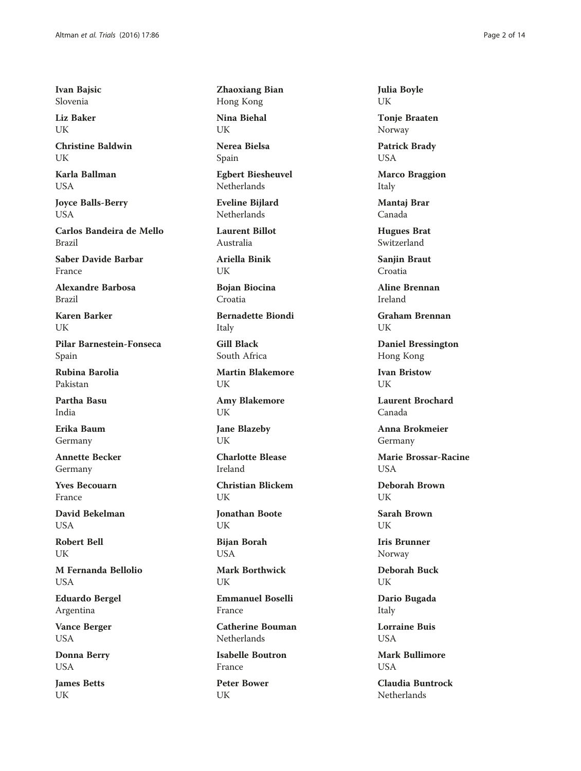**Ivan Bajsic**
Slovenia

**Liz Baker**
UK

**Christine Baldwin**
UK

**Karla Ballman**
USA

**Joyce Balls-Berry**
USA

**Carlos Bandeira de Mello**
Brazil

**Saber Davide Barbar**
France

**Alexandre Barbosa**
Brazil

**Karen Barker**
UK

**Pilar Barnestein-Fonseca**
Spain

**Rubina Barolia**
Pakistan

**Partha Basu**
India

**Erika Baum**
Germany

**Annette Becker**
Germany

**Yves Becouarn**
France

**David Bekelman**
USA

**Robert Bell**
UK

**M Fernanda Bellolio**
USA

**Eduardo Bergel**
Argentina

**Vance Berger**
USA

**Donna Berry**
USA

**James Betts**
UK

**Zhaoxiang Bian**
Hong Kong

**Nina Biehal**
UK

**Nerea Bielsa**
Spain

**Egbert Biesheuvel**
Netherlands

**Eveline Bijlard**
Netherlands

**Laurent Billot**
Australia

**Ariella Binik**
UK

**Bojan Biocina**
Croatia

**Bernadette Biondi**
Italy

**Gill Black**
South Africa

**Martin Blakemore**
UK

**Amy Blakemore**
UK

**Jane Blazeby**
UK

**Charlotte Blease**
Ireland

**Christian Blickem**
UK

**Jonathan Boote**
UK

**Bijan Borah**
USA

**Mark Borthwick**
UK

**Emmanuel Boselli**
France

**Catherine Bouman**
Netherlands

**Isabelle Boutron**
France

**Peter Bower**
UK

**Julia Boyle**
UK

**Tonje Braaten**
Norway

**Patrick Brady**
USA

**Marco Braggion**
Italy

**Mantaj Brar**
Canada

**Hugues Brat**
Switzerland

**Sanjin Braut**
Croatia

**Aline Brennan**
Ireland

**Graham Brennan**
UK

**Daniel Bressington**
Hong Kong

**Ivan Bristow**
UK

**Laurent Brochard**
Canada

**Anna Brokmeier**
Germany

**Marie Brossar-Racine**
USA

**Deborah Brown**
UK

**Sarah Brown**
UK

**Iris Brunner**
Norway

**Deborah Buck**
UK

**Dario Bugada**
Italy

**Lorraine Buis**
USA

**Mark Bullimore**
USA

**Claudia Buntrock**
Netherlands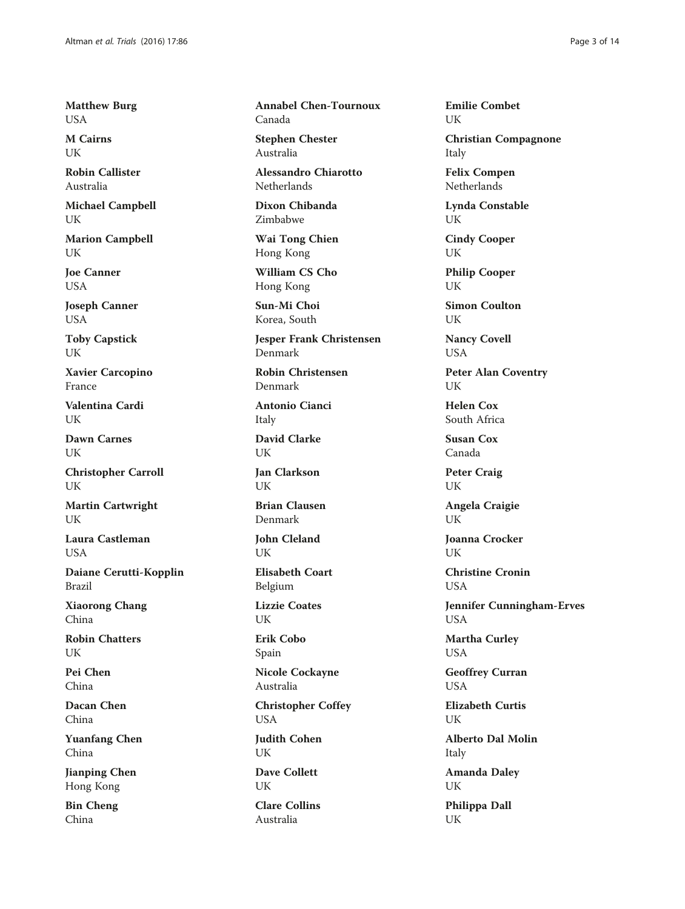**Matthew Burg**
USA

**M Cairns**
UK

**Robin Callister**
Australia

**Michael Campbell**
UK

**Marion Campbell**
UK

**Joe Canner**
USA

**Joseph Canner**
USA

**Toby Capstick**
UK

**Xavier Carcopino**
France

**Valentina Cardi**
UK

**Dawn Carnes**
UK

**Christopher Carroll**
UK

**Martin Cartwright**
UK

**Laura Castleman**
USA

**Daiane Cerutti-Kopplin**
Brazil

**Xiaorong Chang**
China

**Robin Chatters**
UK

**Pei Chen**
China

**Dacan Chen**
China

**Yuanfang Chen**
China

**Jianping Chen**
Hong Kong

**Bin Cheng**
China

**Annabel Chen-Tournoux**
Canada

**Stephen Chester**
Australia

**Alessandro Chiarotto**
Netherlands

**Dixon Chibanda**
Zimbabwe

**Wai Tong Chien**
Hong Kong

**William CS Cho**
Hong Kong

**Sun-Mi Choi**
Korea, South

**Jesper Frank Christensen**
Denmark

**Robin Christensen**
Denmark

**Antonio Cianci**
Italy

**David Clarke**
UK

**Jan Clarkson**
UK

**Brian Clausen**
Denmark

**John Cleland**
UK

**Elisabeth Coart**
Belgium

**Lizzie Coates**
UK

**Erik Cobo**
Spain

**Nicole Cockayne**
Australia

**Christopher Coffey**
USA

**Judith Cohen**
UK

**Dave Collett**
UK

**Clare Collins**
Australia

**Emilie Combet**
UK

**Christian Compagnone**
Italy

**Felix Compen**
Netherlands

**Lynda Constable**
UK

**Cindy Cooper**
UK

**Philip Cooper**
UK

**Simon Coulton**
UK

**Nancy Covell**
USA

**Peter Alan Coventry**
UK

**Helen Cox**
South Africa

**Susan Cox**
Canada

**Peter Craig**
UK

**Angela Craigie**
UK

**Joanna Crocker**
UK

**Christine Cronin**
USA

**Jennifer Cunningham-Erves**
USA

**Martha Curley**
USA

**Geoffrey Curran**
USA

**Elizabeth Curtis**
UK

**Alberto Dal Molin**
Italy

**Amanda Daley**
UK

**Philippa Dall**
UK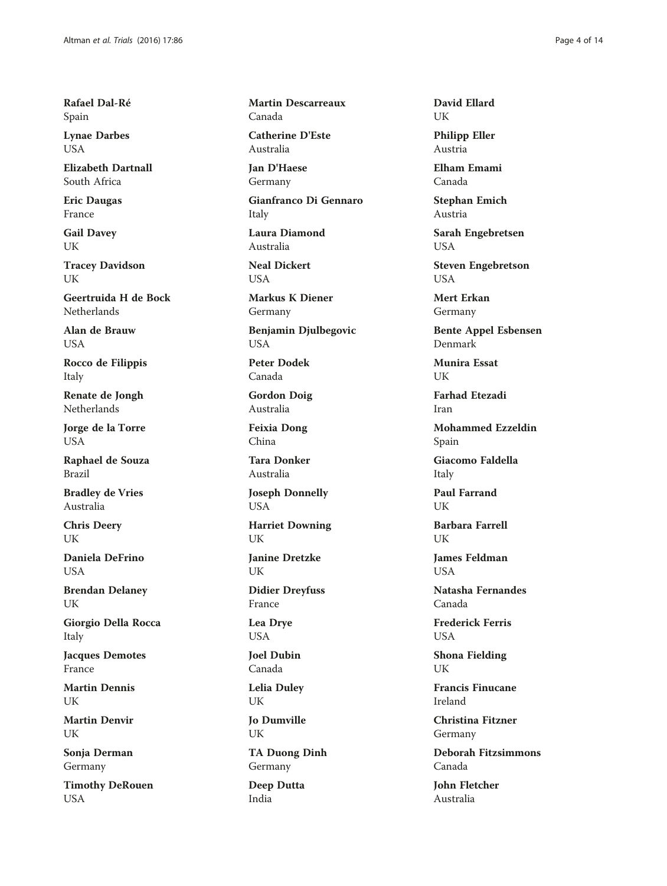**Rafael Dal-Ré**
Spain

**Lynae Darbes**
USA

**Elizabeth Dartnall**
South Africa

**Eric Daugas**
France

**Gail Davey**
UK

**Tracey Davidson**
UK

**Geertruida H de Bock**
Netherlands

**Alan de Brauw**
USA

**Rocco de Filippis**
Italy

**Renate de Jongh**
Netherlands

**Jorge de la Torre**
USA

**Raphael de Souza**
Brazil

**Bradley de Vries**
Australia

**Chris Deery**
UK

**Daniela DeFrino**
USA

**Brendan Delaney**
UK

**Giorgio Della Rocca**
Italy

**Jacques Demotes**
France

**Martin Dennis**
UK

**Martin Denvir**
UK

**Sonja Derman**
Germany

**Timothy DeRouen**
USA

**Martin Descarreaux**
Canada

**Catherine D'Este**
Australia

**Jan D'Haese**
Germany

**Gianfranco Di Gennaro**
Italy

**Laura Diamond**
Australia

**Neal Dickert**
USA

**Markus K Diener**
Germany

**Benjamin Djulbegovic**
USA

**Peter Dodek**
Canada

**Gordon Doig**
Australia

**Feixia Dong**
China

**Tara Donker**
Australia

**Joseph Donnelly**
USA

**Harriet Downing**
UK

**Janine Dretzke**
UK

**Didier Dreyfuss**
France

**Lea Drye**
USA

**Joel Dubin**
Canada

**Lelia Duley**
UK

**Jo Dumville**
UK

**TA Duong Dinh**
Germany

**Deep Dutta**
India

**David Ellard**
UK

**Philipp Eller**
Austria

**Elham Emami**
Canada

**Stephan Emich**
Austria

**Sarah Engebretsen**
USA

**Steven Engebretson**
USA

**Mert Erkan**
Germany

**Bente Appel Esbensen**
Denmark

**Munira Essat**
UK

**Farhad Etezadi**
Iran

**Mohammed Ezzeldin**
Spain

**Giacomo Faldella**
Italy

**Paul Farrand**
UK

**Barbara Farrell**
UK

**James Feldman**
USA

**Natasha Fernandes**
Canada

**Frederick Ferris**
USA

**Shona Fielding**
UK

**Francis Finucane**
Ireland

**Christina Fitzner**
Germany

**Deborah Fitzsimmons**
Canada

**John Fletcher**
Australia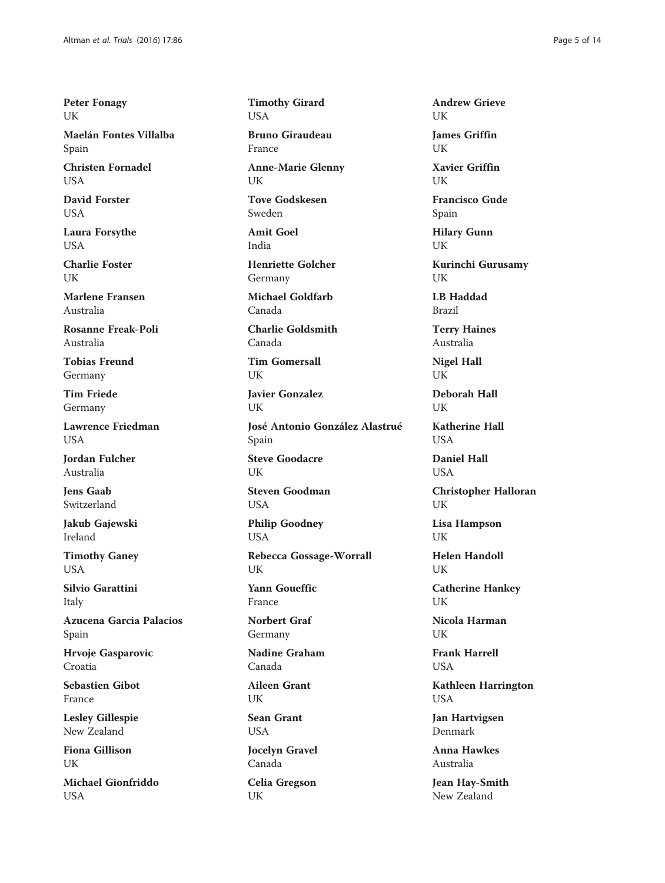**Peter Fonagy**
UK

**Maelán Fontes Villalba**
Spain

**Christen Fornadel**
USA

**David Forster**
USA

**Laura Forsythe**
USA

**Charlie Foster**
UK

**Marlene Fransen**
Australia

**Rosanne Freak-Poli**
Australia

**Tobias Freund**
Germany

**Tim Friede**
Germany

**Lawrence Friedman**
USA

**Jordan Fulcher**
Australia

**Jens Gaab**
Switzerland

**Jakub Gajewski**
Ireland

**Timothy Ganey**
USA

**Silvio Garattini**
Italy

**Azucena Garcia Palacios**
Spain

**Hrvoje Gasparovic**
Croatia

**Sebastien Gibot**
France

**Lesley Gillespie**
New Zealand

**Fiona Gillison**
UK

**Michael Gionfriddo**
USA

**Timothy Girard**
USA

**Bruno Giraudeau**
France

**Anne-Marie Glenny**
UK

**Tove Godskesen**
Sweden

**Amit Goel**
India

**Henriette Golcher**
Germany

**Michael Goldfarb**
Canada

**Charlie Goldsmith**
Canada

**Tim Gomersall**
UK

**Javier Gonzalez**
UK

**José Antonio González Alastrué**
Spain

**Steve Goodacre**
UK

**Steven Goodman**
USA

**Philip Goodney**
USA

**Rebecca Gossage-Worrall**
UK

**Yann Goueffic**
France

**Norbert Graf**
Germany

**Nadine Graham**
Canada

**Aileen Grant**
UK

**Sean Grant**
USA

**Jocelyn Gravel**
Canada

**Celia Gregson**
UK

**Andrew Grieve**
UK

**James Griffin**
UK

**Xavier Griffin**
UK

**Francisco Gude**
Spain

**Hilary Gunn**
UK

**Kurinchi Gurusamy**
UK

**LB Haddad**
Brazil

**Terry Haines**
Australia

**Nigel Hall**
UK

**Deborah Hall**
UK

**Katherine Hall**
USA

**Daniel Hall**
USA

**Christopher Halloran**
UK

**Lisa Hampson**
UK

**Helen Handoll**
UK

**Catherine Hankey**
UK

**Nicola Harman**
UK

**Frank Harrell**
USA

**Kathleen Harrington**
USA

**Jan Hartvigsen**
Denmark

**Anna Hawkes**
Australia

**Jean Hay-Smith**
New Zealand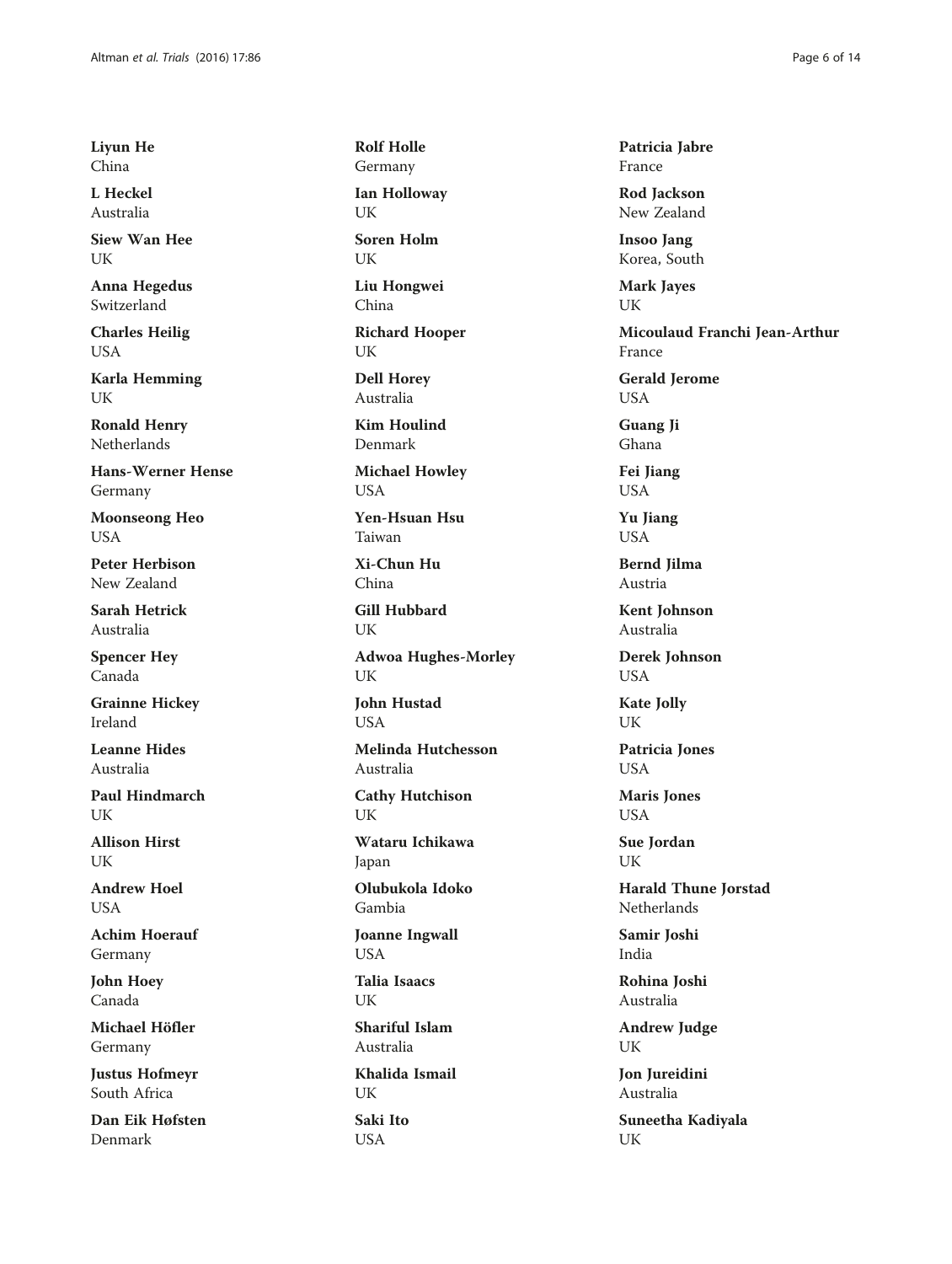**Liyun He**
China

**L Heckel**
Australia

**Siew Wan Hee**
UK

**Anna Hegedus**
Switzerland

**Charles Heilig**
USA

**Karla Hemming**
UK

**Ronald Henry**
Netherlands

**Hans-Werner Hense**
Germany

**Moonseong Heo**
USA

**Peter Herbison**
New Zealand

**Sarah Hetrick**
Australia

**Spencer Hey**
Canada

**Grainne Hickey**
Ireland

**Leanne Hides**
Australia

**Paul Hindmarch**
UK

**Allison Hirst**
UK

**Andrew Hoel**
USA

**Achim Hoerauf**
Germany

**John Hoey**
Canada

**Michael Höfler**
Germany

**Justus Hofmeyr**
South Africa

**Dan Eik Høfsten**
Denmark

**Rolf Holle**
Germany

**Ian Holloway**
UK

**Soren Holm**
UK

**Liu Hongwei**
China

**Richard Hooper**
UK

**Dell Horey**
Australia

**Kim Houlind**
Denmark

**Michael Howley**
USA

**Yen-Hsuan Hsu**
Taiwan

**Xi-Chun Hu**
China

**Gill Hubbard**
UK

**Adwoa Hughes-Morley**
UK

**John Hustad**
USA

**Melinda Hutchesson**
Australia

**Cathy Hutchison**
UK

**Wataru Ichikawa**
Japan

**Olubukola Idoko**
Gambia

**Joanne Ingwall**
USA

**Talia Isaacs**
UK

**Shariful Islam**
Australia

**Khalida Ismail**
UK

**Saki Ito**
USA

**Patricia Jabre**
France

**Rod Jackson**
New Zealand

**Insoo Jang**
Korea, South

**Mark Jayes**
UK

**Micoulaud Franchi Jean-Arthur**
France

**Gerald Jerome**
USA

**Guang Ji**
Ghana

**Fei Jiang**
USA

**Yu Jiang**
USA

**Bernd Jilma**
Austria

**Kent Johnson**
Australia

**Derek Johnson**
USA

**Kate Jolly**
UK

**Patricia Jones**
USA

**Maris Jones**
USA

**Sue Jordan**
UK

**Harald Thune Jorstad**
Netherlands

**Samir Joshi**
India

**Rohina Joshi**
Australia

**Andrew Judge**
UK

**Jon Jureidini**
Australia

**Suneetha Kadiyala**
UK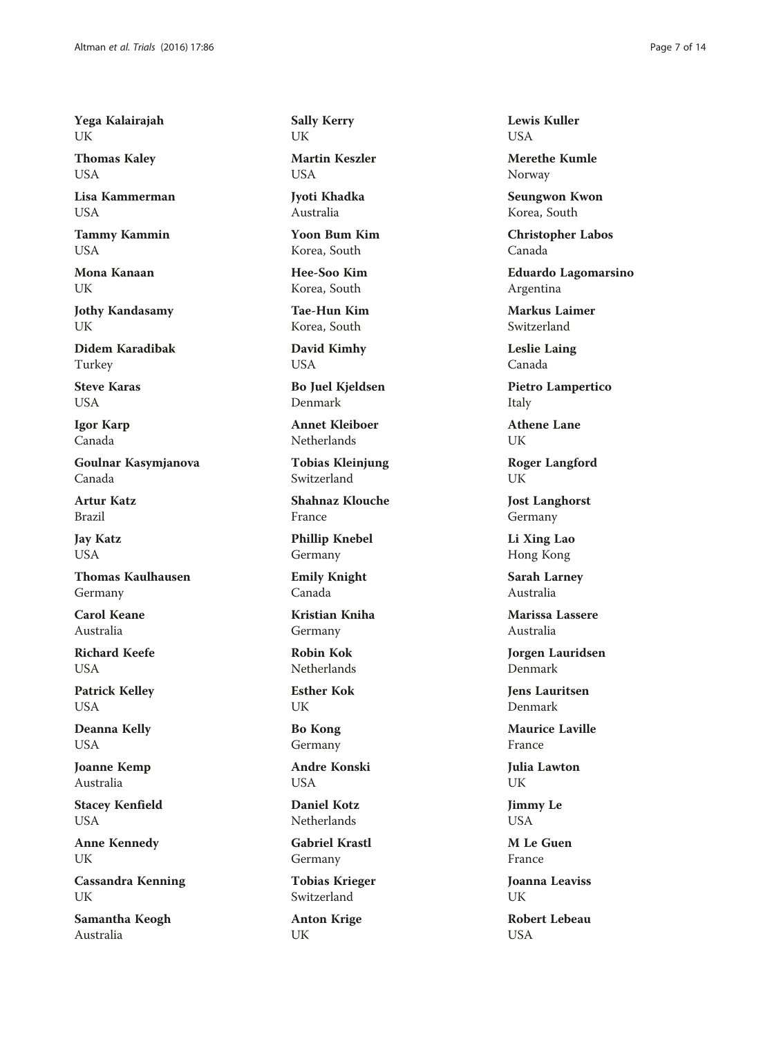**Yega Kalairajah**
UK

**Thomas Kaley**
USA

**Lisa Kammerman**
USA

**Tammy Kammin**
USA

**Mona Kanaan**
UK

**Jothy Kandasamy**
UK

**Didem Karadibak**
Turkey

**Steve Karas**
USA

**Igor Karp**
Canada

**Goulnar Kasymjanova**
Canada

**Artur Katz**
Brazil

**Jay Katz**
USA

**Thomas Kaulhausen**
Germany

**Carol Keane**
Australia

**Richard Keefe**
USA

**Patrick Kelley**
USA

**Deanna Kelly**
USA

**Joanne Kemp**
Australia

**Stacey Kenfield**
USA

**Anne Kennedy**
UK

**Cassandra Kenning**
UK

**Samantha Keogh**
Australia

**Sally Kerry**
UK

**Martin Keszler**
USA

**Jyoti Khadka**
Australia

**Yoon Bum Kim**
Korea, South

**Hee-Soo Kim**
Korea, South

**Tae-Hun Kim**
Korea, South

**David Kimhy**
USA

**Bo Juel Kjeldsen**
Denmark

**Annet Kleiboer**
Netherlands

**Tobias Kleinjung**
Switzerland

**Shahnaz Klouche**
France

**Phillip Knebel**
Germany

**Emily Knight**
Canada

**Kristian Kniha**
Germany

**Robin Kok**
Netherlands

**Esther Kok**
UK

**Bo Kong**
Germany

**Andre Konski**
USA

**Daniel Kotz**
Netherlands

**Gabriel Krastl**
Germany

**Tobias Krieger**
Switzerland

**Anton Krige**
UK

**Lewis Kuller**
USA

**Merethe Kumle**
Norway

**Seungwon Kwon**
Korea, South

**Christopher Labos**
Canada

**Eduardo Lagomarsino**
Argentina

**Markus Laimer**
Switzerland

**Leslie Laing**
Canada

**Pietro Lampertico**
Italy

**Athene Lane**
UK

**Roger Langford**
UK

**Jost Langhorst**
Germany

**Li Xing Lao**
Hong Kong

**Sarah Larney**
Australia

**Marissa Lassere**
Australia

**Jorgen Lauridsen**
Denmark

**Jens Lauritsen**
Denmark

**Maurice Laville**
France

**Julia Lawton**
UK

**Jimmy Le**
USA

**M Le Guen**
France

**Joanna Leaviss**
UK

**Robert Lebeau**
USA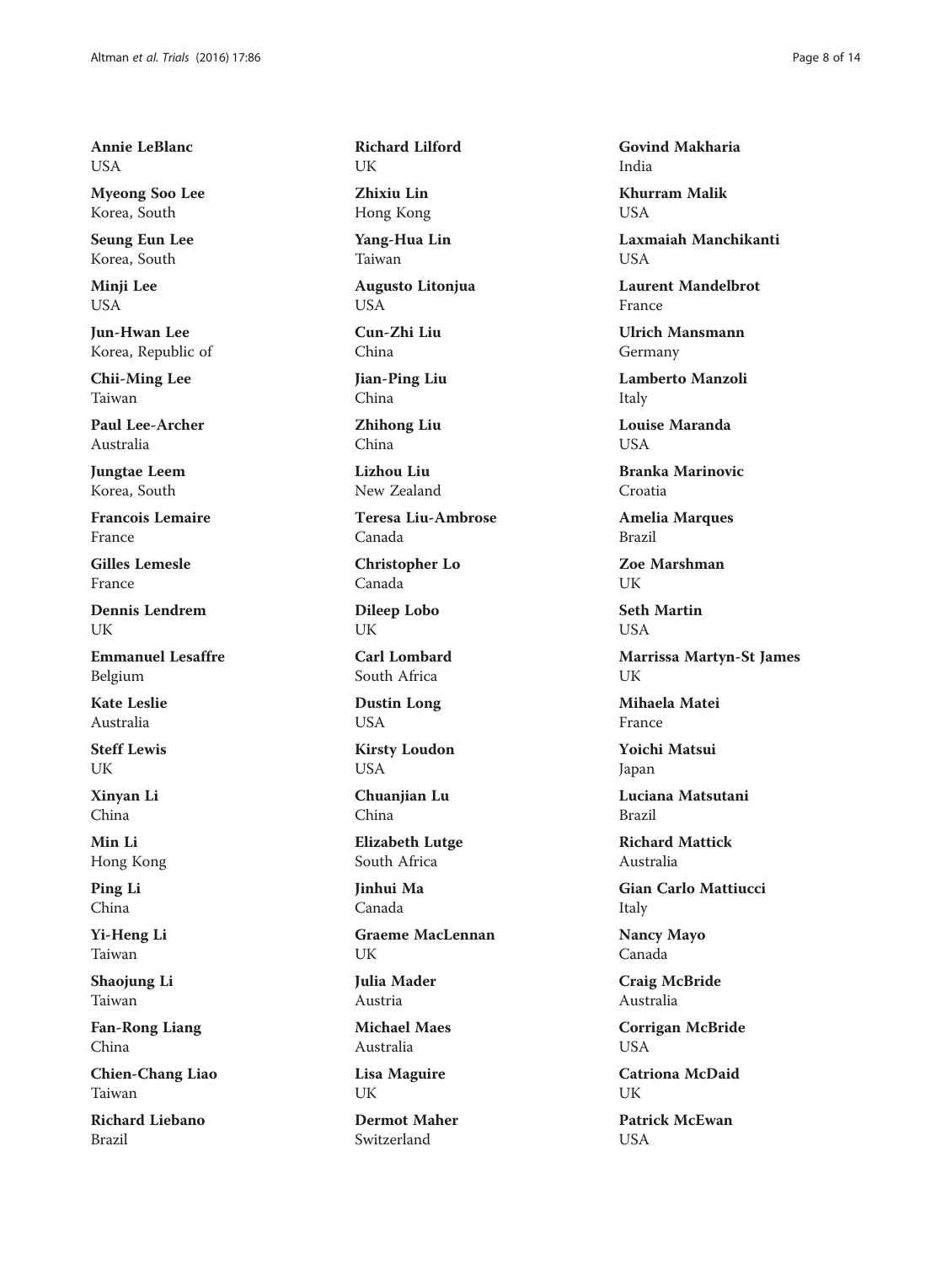**Annie LeBlanc**
USA

**Myeong Soo Lee**
Korea, South

**Seung Eun Lee**
Korea, South

**Minji Lee**
USA

**Jun-Hwan Lee**
Korea, Republic of

**Chii-Ming Lee**
Taiwan

**Paul Lee-Archer**
Australia

**Jungtae Leem**
Korea, South

**Francois Lemaire**
France

**Gilles Lemesle**
France

**Dennis Lendrem**
UK

**Emmanuel Lesaffre**
Belgium

**Kate Leslie**
Australia

**Steff Lewis**
UK

**Xinyan Li**
China

**Min Li**
Hong Kong

**Ping Li**
China

**Yi-Heng Li**
Taiwan

**Shaojung Li**
Taiwan

**Fan-Rong Liang**
China

**Chien-Chang Liao**
Taiwan

**Richard Liebano**
Brazil

**Richard Lilford**
UK

**Zhixiu Lin**
Hong Kong

**Yang-Hua Lin**
Taiwan

**Augusto Litonjua**
USA

**Cun-Zhi Liu**
China

**Jian-Ping Liu**
China

**Zhihong Liu**
China

**Lizhou Liu**
New Zealand

**Teresa Liu-Ambrose**
Canada

**Christopher Lo**
Canada

**Dileep Lobo**
UK

**Carl Lombard**
South Africa

**Dustin Long**
USA

**Kirsty Loudon**
USA

**Chuanjian Lu**
China

**Elizabeth Lutge**
South Africa

**Jinhui Ma**
Canada

**Graeme MacLennan**
UK

**Julia Mader**
Austria

**Michael Maes**
Australia

**Lisa Maguire**
UK

**Dermot Maher**
Switzerland

**Govind Makharia**
India

**Khurram Malik**
USA

**Laxmaiah Manchikanti**
USA

**Laurent Mandelbrot**
France

**Ulrich Mansmann**
Germany

**Lamberto Manzoli**
Italy

**Louise Maranda**
USA

**Branka Marinovic**
Croatia

**Amelia Marques**
Brazil

**Zoe Marshman**
UK

**Seth Martin**
USA

**Marrissa Martyn-St James**
UK

**Mihaela Matei**
France

**Yoichi Matsui**
Japan

**Luciana Matsutani**
Brazil

**Richard Mattick**
Australia

**Gian Carlo Mattiucci**
Italy

**Nancy Mayo**
Canada

**Craig McBride**
Australia

**Corrigan McBride**
USA

**Catriona McDaid**
UK

**Patrick McEwan**
USA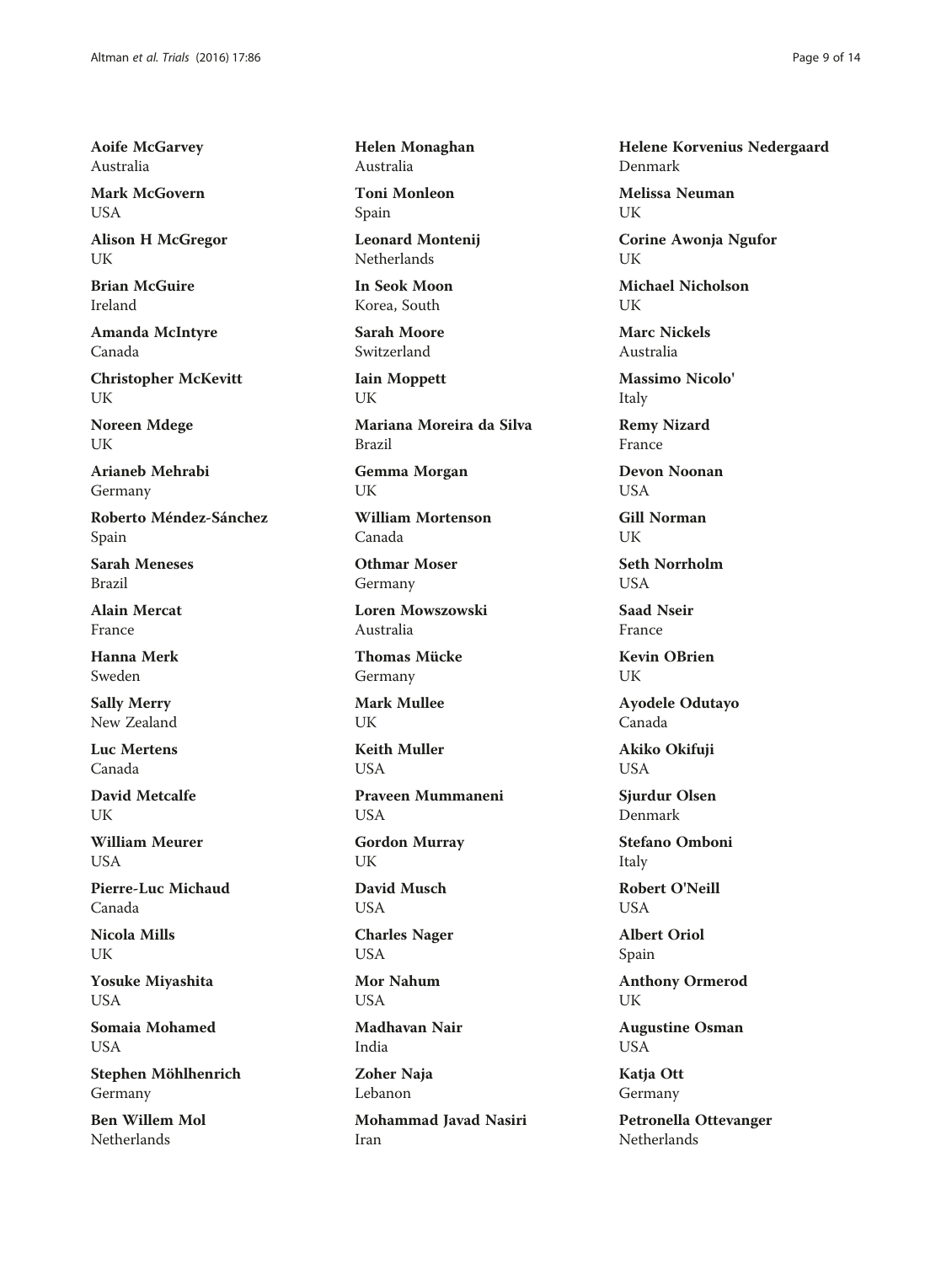**Aoife McGarvey**
Australia

**Mark McGovern**
USA

**Alison H McGregor**
UK

**Brian McGuire**
Ireland

**Amanda McIntyre**
Canada

**Christopher McKevitt**
UK

**Noreen Mdege**
UK

**Arianeb Mehrabi**
Germany

**Roberto Méndez-Sánchez**
Spain

**Sarah Meneses**
Brazil

**Alain Mercat**
France

**Hanna Merk**
Sweden

**Sally Merry**
New Zealand

**Luc Mertens**
Canada

**David Metcalfe**
UK

**William Meurer**
USA

**Pierre-Luc Michaud**
Canada

**Nicola Mills**
UK

**Yosuke Miyashita**
USA

**Somaia Mohamed**
USA

**Stephen Möhlhenrich**
Germany

**Ben Willem Mol**
Netherlands

**Helen Monaghan**
Australia

**Toni Monleon**
Spain

**Leonard Montenij**
Netherlands

**In Seok Moon**
Korea, South

**Sarah Moore**
Switzerland

**Iain Moppett**
UK

**Mariana Moreira da Silva**
Brazil

**Gemma Morgan**
UK

**William Mortenson**
Canada

**Othmar Moser**
Germany

**Loren Mowszowski**
Australia

**Thomas Mücke**
Germany

**Mark Mullee**
UK

**Keith Muller**
USA

**Praveen Mummaneni**
USA

**Gordon Murray**
UK

**David Musch**
USA

**Charles Nager**
USA

**Mor Nahum**
USA

**Madhavan Nair**
India

**Zoher Naja**
Lebanon

**Mohammad Javad Nasiri**
Iran

**Helene Korvenius Nedergaard**
Denmark

**Melissa Neuman**
UK

**Corine Awonja Ngufor**
UK

**Michael Nicholson**
UK

**Marc Nickels**
Australia

**Massimo Nicolo'**
Italy

**Remy Nizard**
France

**Devon Noonan**
USA

**Gill Norman**
UK

**Seth Norrholm**
USA

**Saad Nseir**
France

**Kevin OBrien**
UK

**Ayodele Odutayo**
Canada

**Akiko Okifuji**
USA

**Sjurdur Olsen**
Denmark

**Stefano Omboni**
Italy

**Robert O'Neill**
USA

**Albert Oriol**
Spain

**Anthony Ormerod**
UK

**Augustine Osman**
USA

**Katja Ott**
Germany

**Petronella Ottevanger**
Netherlands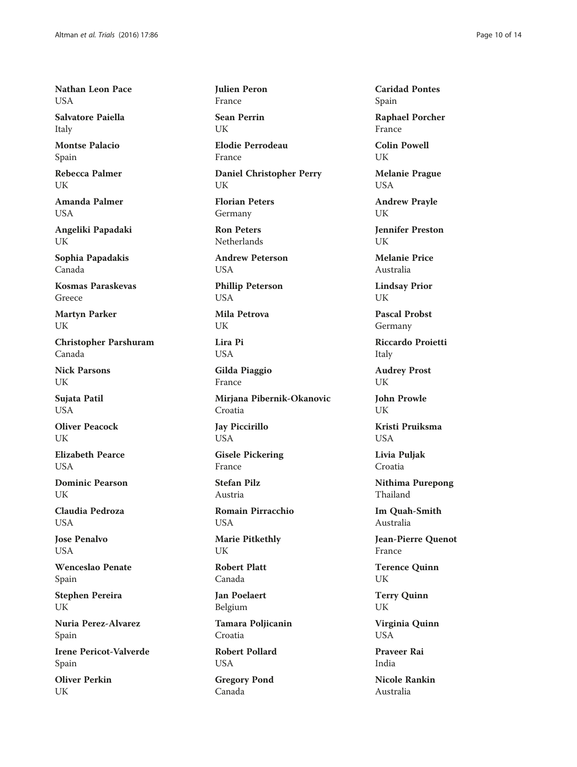**Nathan Leon Pace**
USA

**Salvatore Paiella**
Italy

**Montse Palacio**
Spain

**Rebecca Palmer**
UK

**Amanda Palmer**
USA

**Angeliki Papadaki**
UK

**Sophia Papadakis**
Canada

**Kosmas Paraskevas**
Greece

**Martyn Parker**
UK

**Christopher Parshuram**
Canada

**Nick Parsons**
UK

**Sujata Patil**
USA

**Oliver Peacock**
UK

**Elizabeth Pearce**
USA

**Dominic Pearson**
UK

**Claudia Pedroza**
USA

**Jose Penalvo**
USA

**Wenceslao Penate**
Spain

**Stephen Pereira**
UK

**Nuria Perez-Alvarez**
Spain

**Irene Pericot-Valverde**
Spain

**Oliver Perkin**
UK

**Julien Peron**
France

**Sean Perrin**
UK

**Elodie Perrodeau**
France

**Daniel Christopher Perry**
UK

**Florian Peters**
Germany

**Ron Peters**
Netherlands

**Andrew Peterson**
USA

**Phillip Peterson**
USA

**Mila Petrova**
UK

**Lira Pi**
USA

**Gilda Piaggio**
France

**Mirjana Pibernik-Okanovic**
Croatia

**Jay Piccirillo**
USA

**Gisele Pickering**
France

**Stefan Pilz**
Austria

**Romain Pirracchio**
USA

**Marie Pitkethly**
UK

**Robert Platt**
Canada

**Jan Poelaert**
Belgium

**Tamara Poljicanin**
Croatia

**Robert Pollard**
USA

**Gregory Pond**
Canada

**Caridad Pontes**
Spain

**Raphael Porcher**
France

**Colin Powell**
UK

**Melanie Prague**
USA

**Andrew Prayle**
UK

**Jennifer Preston**
UK

**Melanie Price**
Australia

**Lindsay Prior**
UK

**Pascal Probst**
Germany

**Riccardo Proietti**
Italy

**Audrey Prost**
UK

**John Prowle**
UK

**Kristi Pruiksma**
USA

**Livia Puljak**
Croatia

**Nithima Purepong**
Thailand

**Im Quah-Smith**
Australia

**Jean-Pierre Quenot**
France

**Terence Quinn**
UK

**Terry Quinn**
UK

**Virginia Quinn**
USA

**Praveer Rai**
India

**Nicole Rankin**
Australia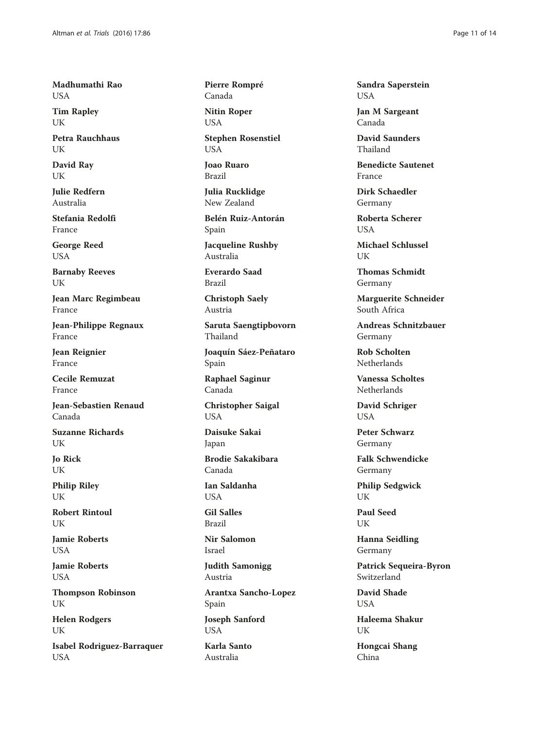**Madhumathi Rao**
USA

**Tim Rapley**
UK

**Petra Rauchhaus**
UK

**David Ray**
UK

**Julie Redfern**
Australia

**Stefania Redolfi**
France

**George Reed**
USA

**Barnaby Reeves**
UK

**Jean Marc Regimbeau**
France

**Jean-Philippe Regnaux**
France

**Jean Reignier**
France

**Cecile Remuzat**
France

**Jean-Sebastien Renaud**
Canada

**Suzanne Richards**
UK

**Jo Rick**
UK

**Philip Riley**
UK

**Robert Rintoul**
UK

**Jamie Roberts**
USA

**Jamie Roberts**
USA

**Thompson Robinson**
UK

**Helen Rodgers**
UK

**Isabel Rodriguez-Barraquer**
USA

**Pierre Rompré**
Canada

**Nitin Roper**
USA

**Stephen Rosenstiel**
USA

**Joao Ruaro**
Brazil

**Julia Rucklidge**
New Zealand

**Belén Ruiz-Antorán**
Spain

**Jacqueline Rushby**
Australia

**Everardo Saad**
Brazil

**Christoph Saely**
Austria

**Saruta Saengtipbovorn**
Thailand

**Joaquín Sáez-Peñataro**
Spain

**Raphael Saginur**
Canada

**Christopher Saigal**
USA

**Daisuke Sakai**
Japan

**Brodie Sakakibara**
Canada

**Ian Saldanha**
USA

**Gil Salles**
Brazil

**Nir Salomon**
Israel

**Judith Samonigg**
Austria

**Arantxa Sancho-Lopez**
Spain

**Joseph Sanford**
USA

**Karla Santo**
Australia

**Sandra Saperstein**
USA

**Jan M Sargeant**
Canada

**David Saunders**
Thailand

**Benedicte Sautenet**
France

**Dirk Schaedler**
Germany

**Roberta Scherer**
USA

**Michael Schlussel**
UK

**Thomas Schmidt**
Germany

**Marguerite Schneider**
South Africa

**Andreas Schnitzbauer**
Germany

**Rob Scholten**
Netherlands

**Vanessa Scholtes**
Netherlands

**David Schriger**
USA

**Peter Schwarz**
Germany

**Falk Schwendicke**
Germany

**Philip Sedgwick**
UK

**Paul Seed**
UK

**Hanna Seidling**
Germany

**Patrick Sequeira-Byron**
Switzerland

**David Shade**
USA

**Haleema Shakur**
UK

**Hongcai Shang**
China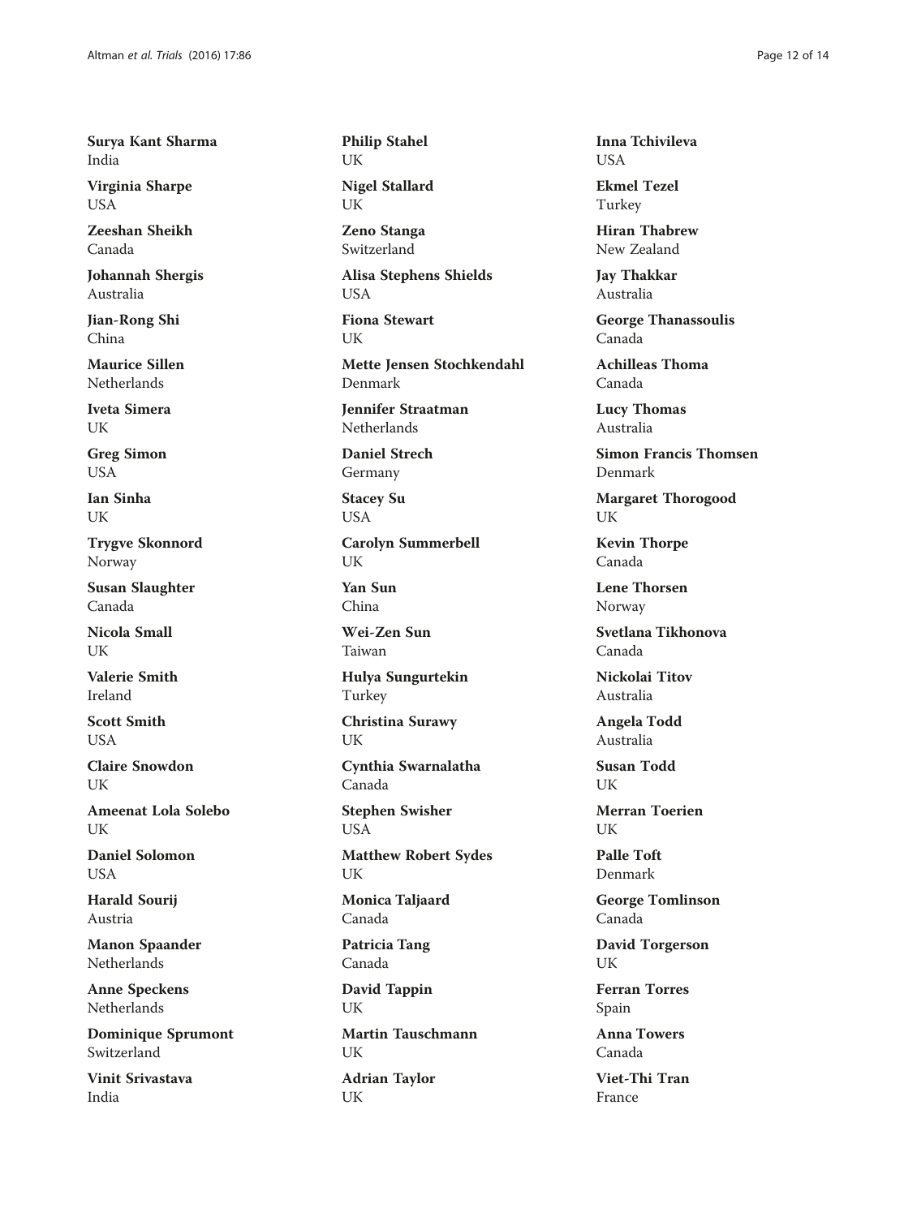**Surya Kant Sharma**
India

**Virginia Sharpe**
USA

**Zeeshan Sheikh**
Canada

**Johannah Shergis**
Australia

**Jian-Rong Shi**
China

**Maurice Sillen**
Netherlands

**Iveta Simera**
UK

**Greg Simon**
USA

**Ian Sinha**
UK

**Trygve Skonnord**
Norway

**Susan Slaughter**
Canada

**Nicola Small**
UK

**Valerie Smith**
Ireland

**Scott Smith**
USA

**Claire Snowdon**
UK

**Ameenat Lola Solebo**
UK

**Daniel Solomon**
USA

**Harald Sourij**
Austria

**Manon Spaander**
Netherlands

**Anne Speckens**
Netherlands

**Dominique Sprumont**
Switzerland

**Vinit Srivastava**
India

**Philip Stahel**
UK

**Nigel Stallard**
UK

**Zeno Stanga**
Switzerland

**Alisa Stephens Shields**
USA

**Fiona Stewart**
UK

**Mette Jensen Stochkendahl**
Denmark

**Jennifer Straatman**
Netherlands

**Daniel Strech**
Germany

**Stacey Su**
USA

**Carolyn Summerbell**
UK

**Yan Sun**
China

**Wei-Zen Sun**
Taiwan

**Hulya Sungurtekin**
Turkey

**Christina Surawy**
UK

**Cynthia Swarnalatha**
Canada

**Stephen Swisher**
USA

**Matthew Robert Sydes**
UK

**Monica Taljaard**
Canada

**Patricia Tang**
Canada

**David Tappin**
UK

**Martin Tauschmann**
UK

**Adrian Taylor**
UK

**Inna Tchivileva**
USA

**Ekmel Tezel**
Turkey

**Hiran Thabrew**
New Zealand

**Jay Thakkar**
Australia

**George Thanassoulis**
Canada

**Achilleas Thoma**
Canada

**Lucy Thomas**
Australia

**Simon Francis Thomsen**
Denmark

**Margaret Thorogood**
UK

**Kevin Thorpe**
Canada

**Lene Thorsen**
Norway

**Svetlana Tikhonova**
Canada

**Nickolai Titov**
Australia

**Angela Todd**
Australia

**Susan Todd**
UK

**Merran Toerien**
UK

**Palle Toft**
Denmark

**George Tomlinson**
Canada

**David Torgerson**
UK

**Ferran Torres**
Spain

**Anna Towers**
Canada

**Viet-Thi Tran**
France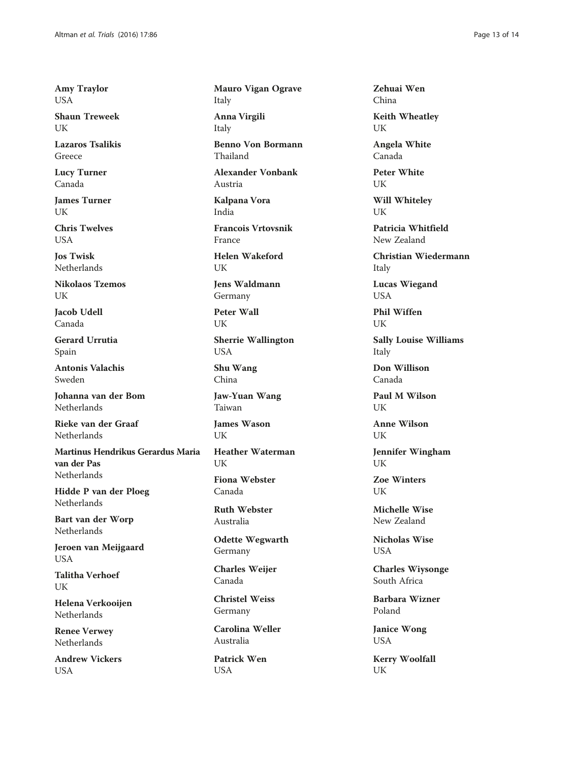**Amy Traylor**
USA

**Shaun Treweek**
UK

**Lazaros Tsalikis**
Greece

**Lucy Turner**
Canada

**James Turner**
UK

**Chris Twelves**
USA

**Jos Twisk**
Netherlands

**Nikolaos Tzemos**
UK

**Jacob Udell**
Canada

**Gerard Urrutia**
Spain

**Antonis Valachis**
Sweden

**Johanna van der Bom**
Netherlands

**Rieke van der Graaf**
Netherlands

**Martinus Hendrikus Gerardus Maria van der Pas**
Netherlands

**Hidde P van der Ploeg**
Netherlands

**Bart van der Worp**
Netherlands

**Jeroen van Meijgaard**
USA

**Talitha Verhoef**
UK

**Helena Verkooijen**
Netherlands

**Renee Verwey**
Netherlands

**Andrew Vickers**
USA

**Mauro Vigan Ograve**
Italy

**Anna Virgili**
Italy

**Benno Von Bormann**
Thailand

**Alexander Vonbank**
Austria

**Kalpana Vora**
India

**Francois Vrtovsnik**
France

**Helen Wakeford**
UK

**Jens Waldmann**
Germany

**Peter Wall**
UK

**Sherrie Wallington**
USA

**Shu Wang**
China

**Jaw-Yuan Wang**
Taiwan

**James Wason**
UK

**Heather Waterman**
UK

**Fiona Webster**
Canada

**Ruth Webster**
Australia

**Odette Wegwarth**
Germany

**Charles Weijer**
Canada

**Christel Weiss**
Germany

**Carolina Weller**
Australia

**Patrick Wen**
USA

**Zehuai Wen**
China

**Keith Wheatley**
UK

**Angela White**
Canada

**Peter White**
UK

**Will Whiteley**
UK

**Patricia Whitfield**
New Zealand

**Christian Wiedermann**
Italy

**Lucas Wiegand**
USA

**Phil Wiffen**
UK

**Sally Louise Williams**
Italy

**Don Willison**
Canada

**Paul M Wilson**
UK

**Anne Wilson**
UK

**Jennifer Wingham**
UK

**Zoe Winters**
UK

**Michelle Wise**
New Zealand

**Nicholas Wise**
USA

**Charles Wiysonge**
South Africa

**Barbara Wizner**
Poland

**Janice Wong**
USA

**Kerry Woolfall**
UK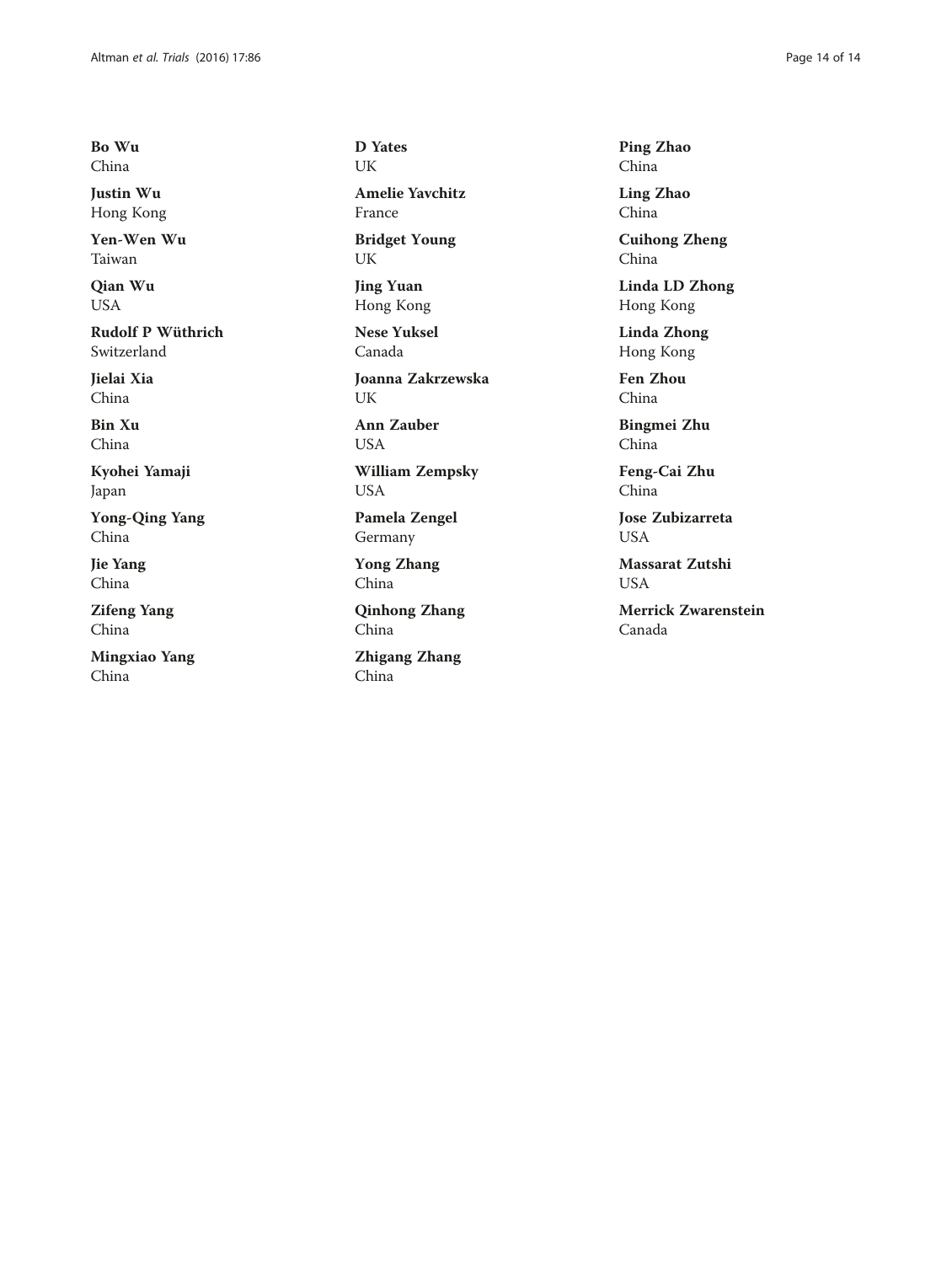**Bo Wu**
China

**Justin Wu**
Hong Kong

**Yen-Wen Wu**
Taiwan

**Qian Wu**
USA

**Rudolf P Wüthrich**
Switzerland

**Jielai Xia**
China

**Bin Xu**
China

**Kyohei Yamaji**
Japan

**Yong-Qing Yang**
China

**Jie Yang**
China

**Zifeng Yang**
China

**Mingxiao Yang**
China

**D Yates**
UK

**Amelie Yavchitz**
France

**Bridget Young**
UK

**Jing Yuan**
Hong Kong

**Nese Yuksel**
Canada

**Joanna Zakrzewska**
UK

**Ann Zauber**
USA

**William Zempsky**
USA

**Pamela Zengel**
Germany

**Yong Zhang**
China

**Qinhong Zhang**
China

**Zhigang Zhang**
China

**Ping Zhao**
China

**Ling Zhao**
China

**Cuihong Zheng**
China

**Linda LD Zhong**
Hong Kong

**Linda Zhong**
Hong Kong

**Fen Zhou**
China

**Bingmei Zhu**
China

**Feng-Cai Zhu**
China

**Jose Zubizarreta**
USA

**Massarat Zutshi**
USA

**Merrick Zwarenstein**
Canada